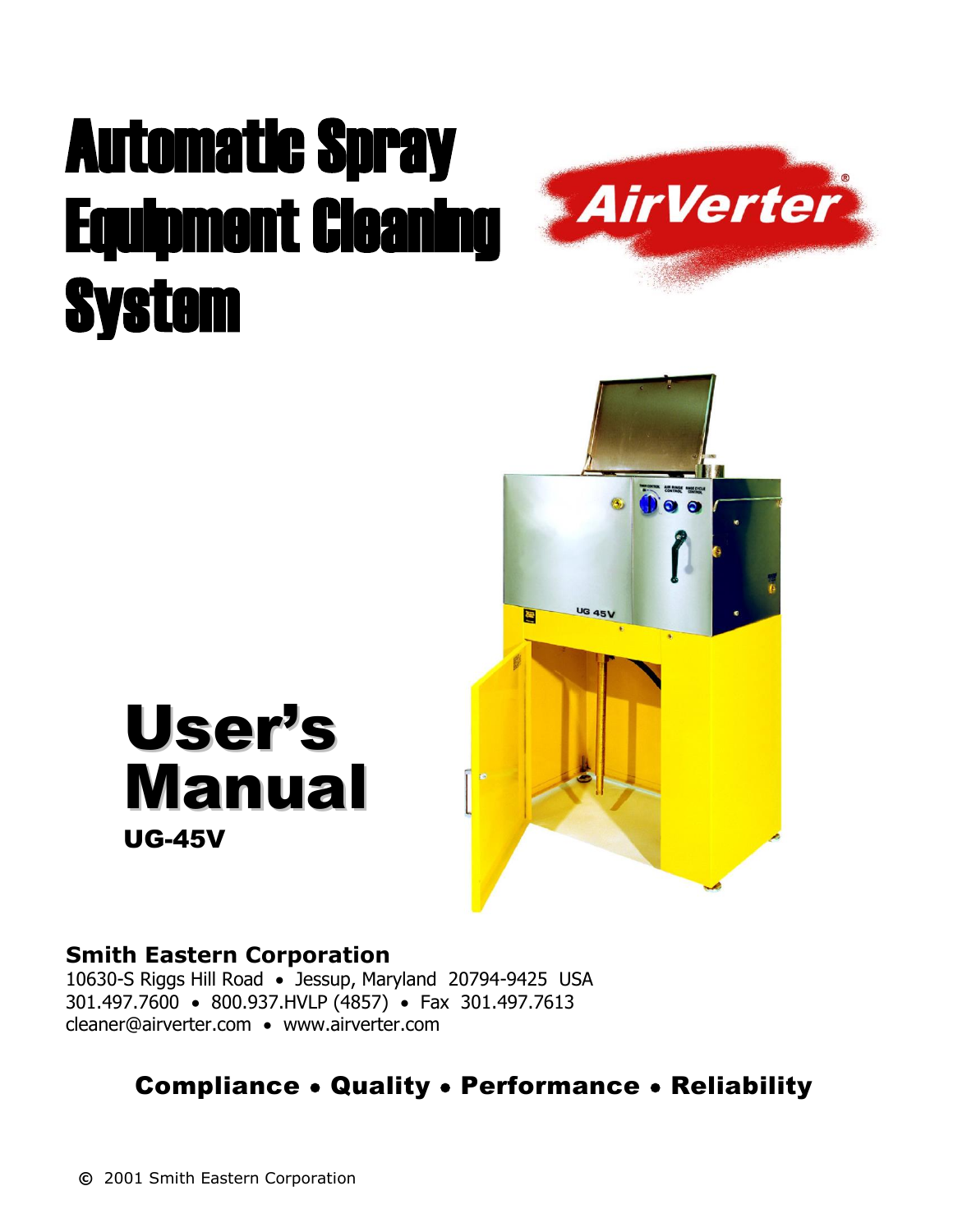# Automatic Spray Equipment Cleaning System

AirVerter®

# User's Manual

**UG-45V**

**Smith Eastern Corporation**

10630-S Riggs Hill Road • Jessup, Maryland 20794-9425 USA

301.497.7600 • 800.937.HVLP (4857) • Fax 301.497.7613

cleaner@airverter.com • www.airverter.com

**Compliance • Quality • Performance • Reliability**

© 2001 Smith Eastern Corporation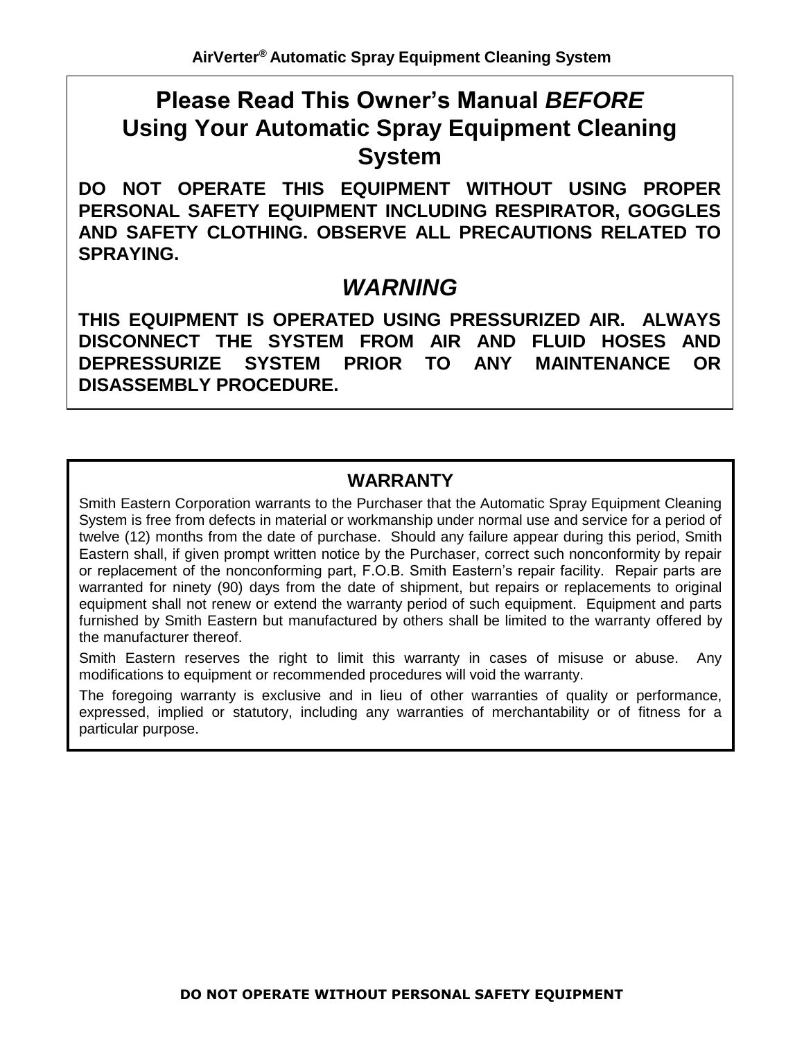# Please Read This Owner's Manual *BEFORE* Using Your Automatic Spray Equipment Cleaning System

**DO NOT OPERATE THIS EQUIPMENT WITHOUT USING PROPER PERSONAL SAFETY EQUIPMENT INCLUDING RESPIRATOR, GOGGLES AND SAFETY CLOTHING. OBSERVE ALL PRECAUTIONS RELATED TO SPRAYING.**

## *WARNING*

**THIS EQUIPMENT IS OPERATED USING PRESSURIZED AIR. ALWAYS DISCONNECT THE SYSTEM FROM AIR AND FLUID HOSES AND DEPRESSURIZE SYSTEM PRIOR TO ANY MAINTENANCE OR DISASSEMBLY PROCEDURE.**

## WARRANTY

Smith Eastern Corporation warrants to the Purchaser that the Automatic Spray Equipment Cleaning System is free from defects in material or workmanship under normal use and service for a period of twelve (12) months from the date of purchase. Should any failure appear during this period, Smith Eastern shall, if given prompt written notice by the Purchaser, correct such nonconformity by repair or replacement of the nonconforming part, F.O.B. Smith Eastern's repair facility. Repair parts are warranted for ninety (90) days from the date of shipment, but repairs or replacements to original equipment shall not renew or extend the warranty period of such equipment. Equipment and parts furnished by Smith Eastern but manufactured by others shall be limited to the warranty offered by the manufacturer thereof.

Smith Eastern reserves the right to limit this warranty in cases of misuse or abuse. Any modifications to equipment or recommended procedures will void the warranty.

The foregoing warranty is exclusive and in lieu of other warranties of quality or performance, expressed, implied or statutory, including any warranties of merchantability or of fitness for a particular purpose.

**DO NOT OPERATE WITHOUT PERSONAL SAFETY EQUIPMENT**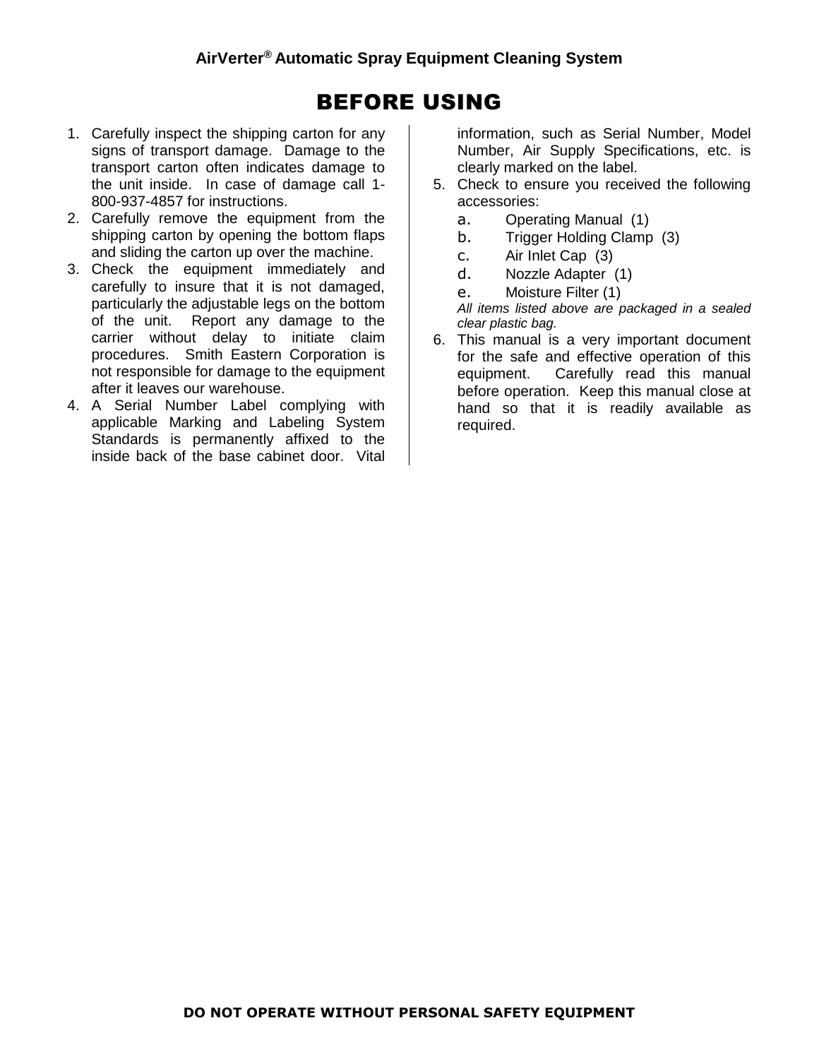# BEFORE USING

1. Carefully inspect the shipping carton for any signs of transport damage. Damage to the transport carton often indicates damage to the unit inside. In case of damage call 1-800-937-4857 for instructions.
2. Carefully remove the equipment from the shipping carton by opening the bottom flaps and sliding the carton up over the machine.
3. Check the equipment immediately and carefully to insure that it is not damaged, particularly the adjustable legs on the bottom of the unit. Report any damage to the carrier without delay to initiate claim procedures. Smith Eastern Corporation is not responsible for damage to the equipment after it leaves our warehouse.
4. A Serial Number Label complying with applicable Marking and Labeling System Standards is permanently affixed to the inside back of the base cabinet door. Vital information, such as Serial Number, Model Number, Air Supply Specifications, etc. is clearly marked on the label.
5. Check to ensure you received the following accessories:
   a. Operating Manual (1)
   b. Trigger Holding Clamp (3)
   c. Air Inlet Cap (3)
   d. Nozzle Adapter (1)
   e. Moisture Filter (1)

   *All items listed above are packaged in a sealed clear plastic bag.*
6. This manual is a very important document for the safe and effective operation of this equipment. Carefully read this manual before operation. Keep this manual close at hand so that it is readily available as required.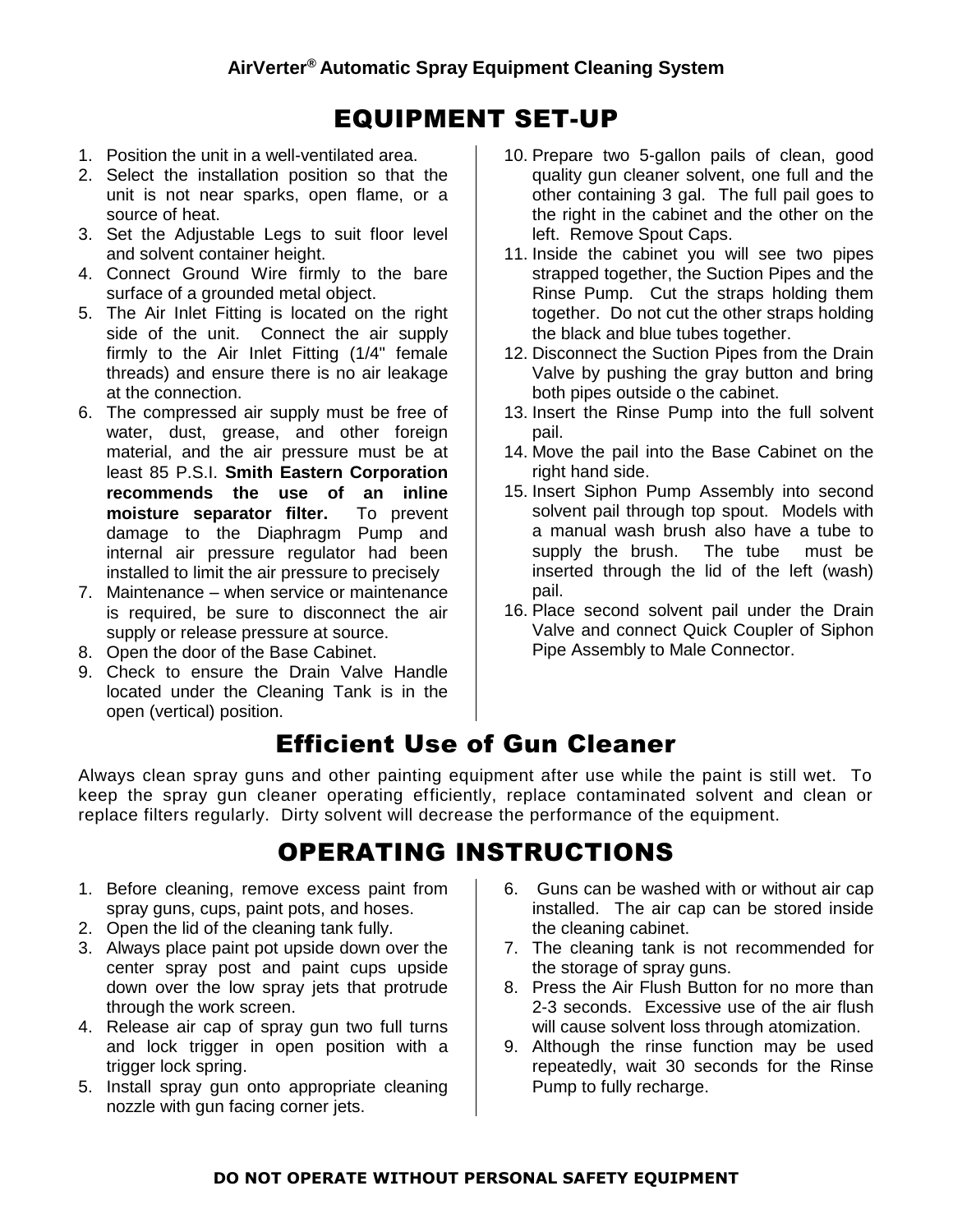AirVerter® Automatic Spray Equipment Cleaning System

# EQUIPMENT SET-UP

1. Position the unit in a well-ventilated area.
2. Select the installation position so that the unit is not near sparks, open flame, or a source of heat.
3. Set the Adjustable Legs to suit floor level and solvent container height.
4. Connect Ground Wire firmly to the bare surface of a grounded metal object.
5. The Air Inlet Fitting is located on the right side of the unit. Connect the air supply firmly to the Air Inlet Fitting (1/4" female threads) and ensure there is no air leakage at the connection.
6. The compressed air supply must be free of water, dust, grease, and other foreign material, and the air pressure must be at least 85 P.S.I. **Smith Eastern Corporation recommends the use of an inline moisture separator filter.** To prevent damage to the Diaphragm Pump and internal air pressure regulator had been installed to limit the air pressure to precisely
7. Maintenance – when service or maintenance is required, be sure to disconnect the air supply or release pressure at source.
8. Open the door of the Base Cabinet.
9. Check to ensure the Drain Valve Handle located under the Cleaning Tank is in the open (vertical) position.
10. Prepare two 5-gallon pails of clean, good quality gun cleaner solvent, one full and the other containing 3 gal. The full pail goes to the right in the cabinet and the other on the left. Remove Spout Caps.
11. Inside the cabinet you will see two pipes strapped together, the Suction Pipes and the Rinse Pump. Cut the straps holding them together. Do not cut the other straps holding the black and blue tubes together.
12. Disconnect the Suction Pipes from the Drain Valve by pushing the gray button and bring both pipes outside o the cabinet.
13. Insert the Rinse Pump into the full solvent pail.
14. Move the pail into the Base Cabinet on the right hand side.
15. Insert Siphon Pump Assembly into second solvent pail through top spout. Models with a manual wash brush also have a tube to supply the brush. The tube must be inserted through the lid of the left (wash) pail.
16. Place second solvent pail under the Drain Valve and connect Quick Coupler of Siphon Pipe Assembly to Male Connector.

# Efficient Use of Gun Cleaner

Always clean spray guns and other painting equipment after use while the paint is still wet. To keep the spray gun cleaner operating efficiently, replace contaminated solvent and clean or replace filters regularly. Dirty solvent will decrease the performance of the equipment.

# OPERATING INSTRUCTIONS

1. Before cleaning, remove excess paint from spray guns, cups, paint pots, and hoses.
2. Open the lid of the cleaning tank fully.
3. Always place paint pot upside down over the center spray post and paint cups upside down over the low spray jets that protrude through the work screen.
4. Release air cap of spray gun two full turns and lock trigger in open position with a trigger lock spring.
5. Install spray gun onto appropriate cleaning nozzle with gun facing corner jets.
6. Guns can be washed with or without air cap installed. The air cap can be stored inside the cleaning cabinet.
7. The cleaning tank is not recommended for the storage of spray guns.
8. Press the Air Flush Button for no more than 2-3 seconds. Excessive use of the air flush will cause solvent loss through atomization.
9. Although the rinse function may be used repeatedly, wait 30 seconds for the Rinse Pump to fully recharge.

**DO NOT OPERATE WITHOUT PERSONAL SAFETY EQUIPMENT**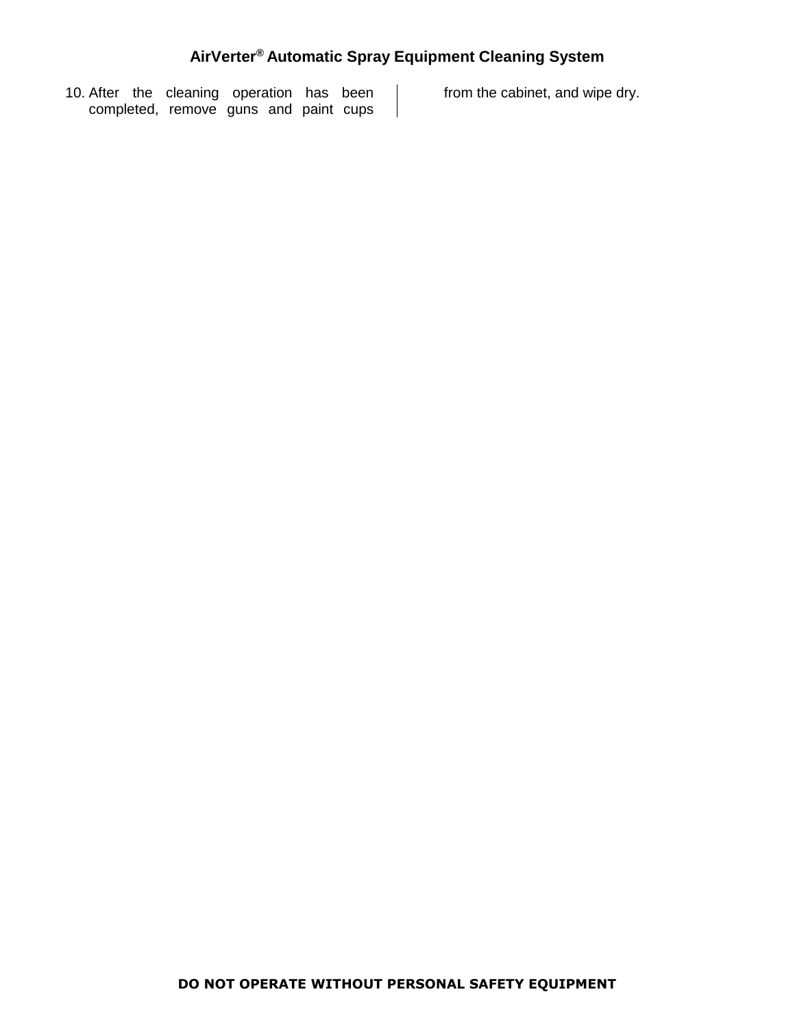10. After the cleaning operation has been completed, remove guns and paint cups from the cabinet, and wipe dry.

**DO NOT OPERATE WITHOUT PERSONAL SAFETY EQUIPMENT**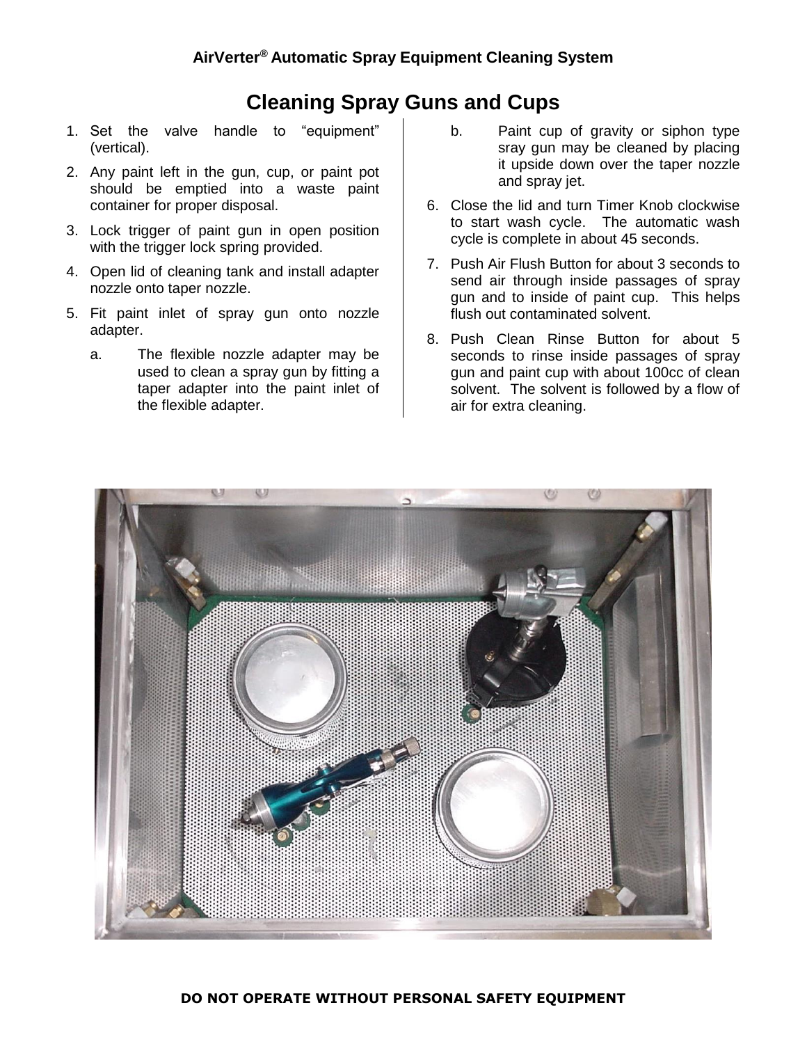# Cleaning Spray Guns and Cups

1. Set the valve handle to "equipment" (vertical).
2. Any paint left in the gun, cup, or paint pot should be emptied into a waste paint container for proper disposal.
3. Lock trigger of paint gun in open position with the trigger lock spring provided.
4. Open lid of cleaning tank and install adapter nozzle onto taper nozzle.
5. Fit paint inlet of spray gun onto nozzle adapter.
   a. The flexible nozzle adapter may be used to clean a spray gun by fitting a taper adapter into the paint inlet of the flexible adapter.
   b. Paint cup of gravity or siphon type sray gun may be cleaned by placing it upside down over the taper nozzle and spray jet.
6. Close the lid and turn Timer Knob clockwise to start wash cycle. The automatic wash cycle is complete in about 45 seconds.
7. Push Air Flush Button for about 3 seconds to send air through inside passages of spray gun and to inside of paint cup. This helps flush out contaminated solvent.
8. Push Clean Rinse Button for about 5 seconds to rinse inside passages of spray gun and paint cup with about 100cc of clean solvent. The solvent is followed by a flow of air for extra cleaning.

**DO NOT OPERATE WITHOUT PERSONAL SAFETY EQUIPMENT**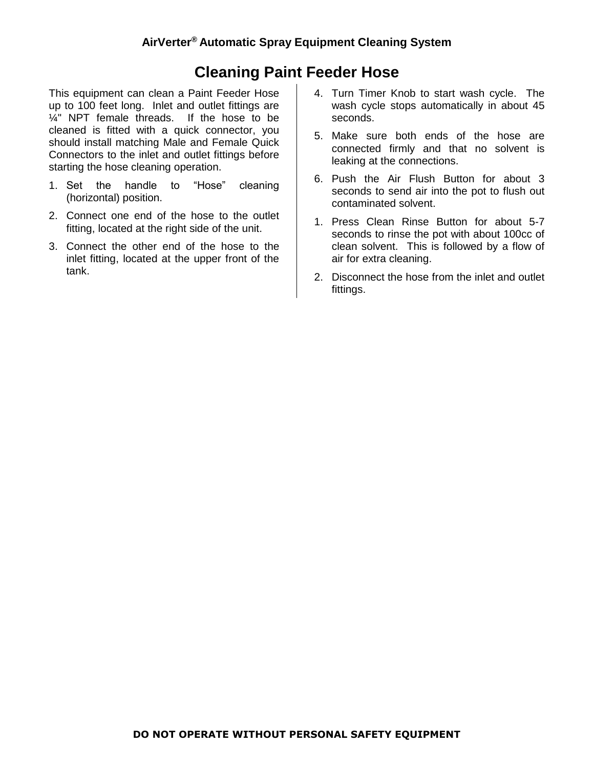# Cleaning Paint Feeder Hose

This equipment can clean a Paint Feeder Hose up to 100 feet long. Inlet and outlet fittings are ¼" NPT female threads. If the hose to be cleaned is fitted with a quick connector, you should install matching Male and Female Quick Connectors to the inlet and outlet fittings before starting the hose cleaning operation.

1. Set the handle to “Hose” cleaning (horizontal) position.
2. Connect one end of the hose to the outlet fitting, located at the right side of the unit.
3. Connect the other end of the hose to the inlet fitting, located at the upper front of the tank.
4. Turn Timer Knob to start wash cycle. The wash cycle stops automatically in about 45 seconds.
5. Make sure both ends of the hose are connected firmly and that no solvent is leaking at the connections.
6. Push the Air Flush Button for about 3 seconds to send air into the pot to flush out contaminated solvent.
1. Press Clean Rinse Button for about 5-7 seconds to rinse the pot with about 100cc of clean solvent. This is followed by a flow of air for extra cleaning.
2. Disconnect the hose from the inlet and outlet fittings.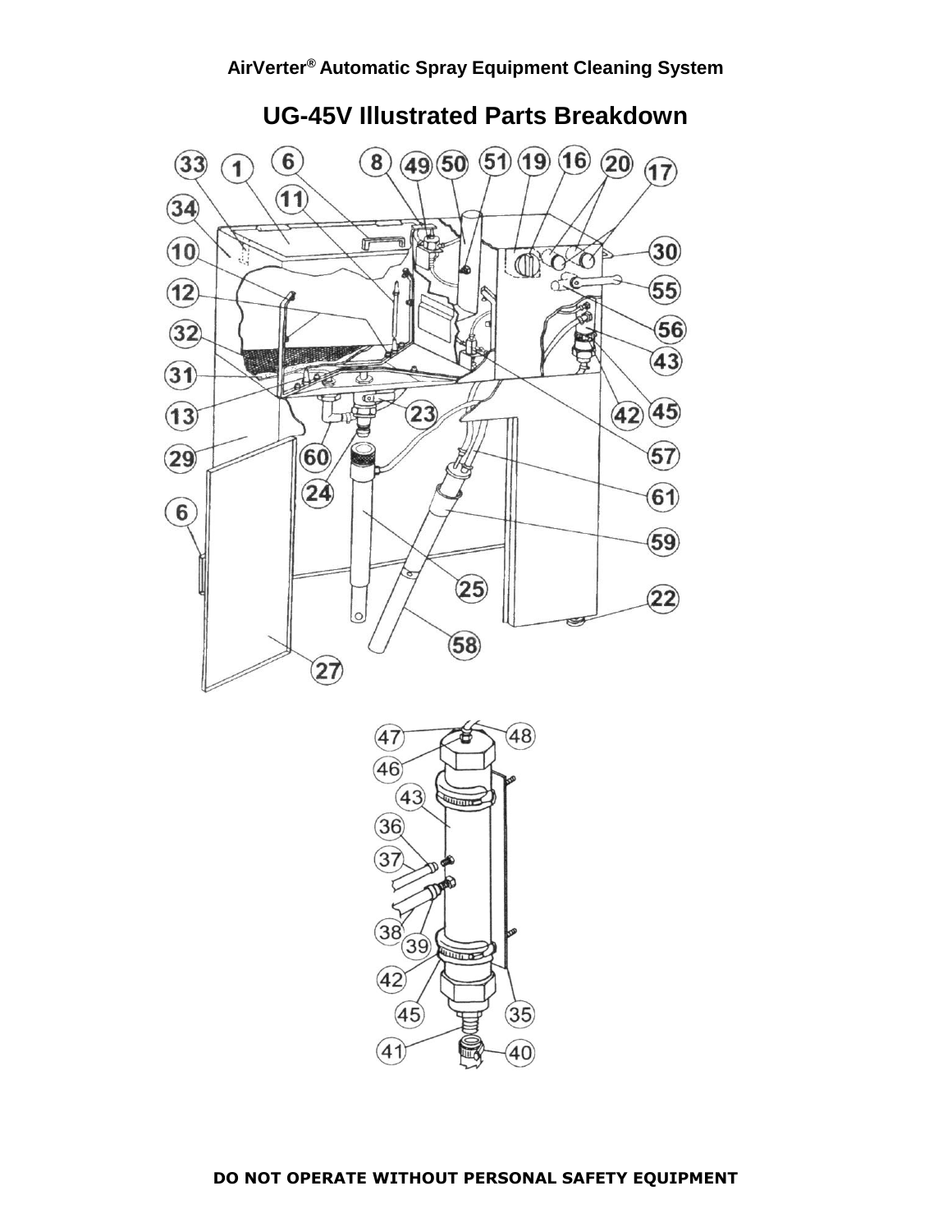AirVerter® Automatic Spray Equipment Cleaning System

## UG-45V Illustrated Parts Breakdown

**DO NOT OPERATE WITHOUT PERSONAL SAFETY EQUIPMENT**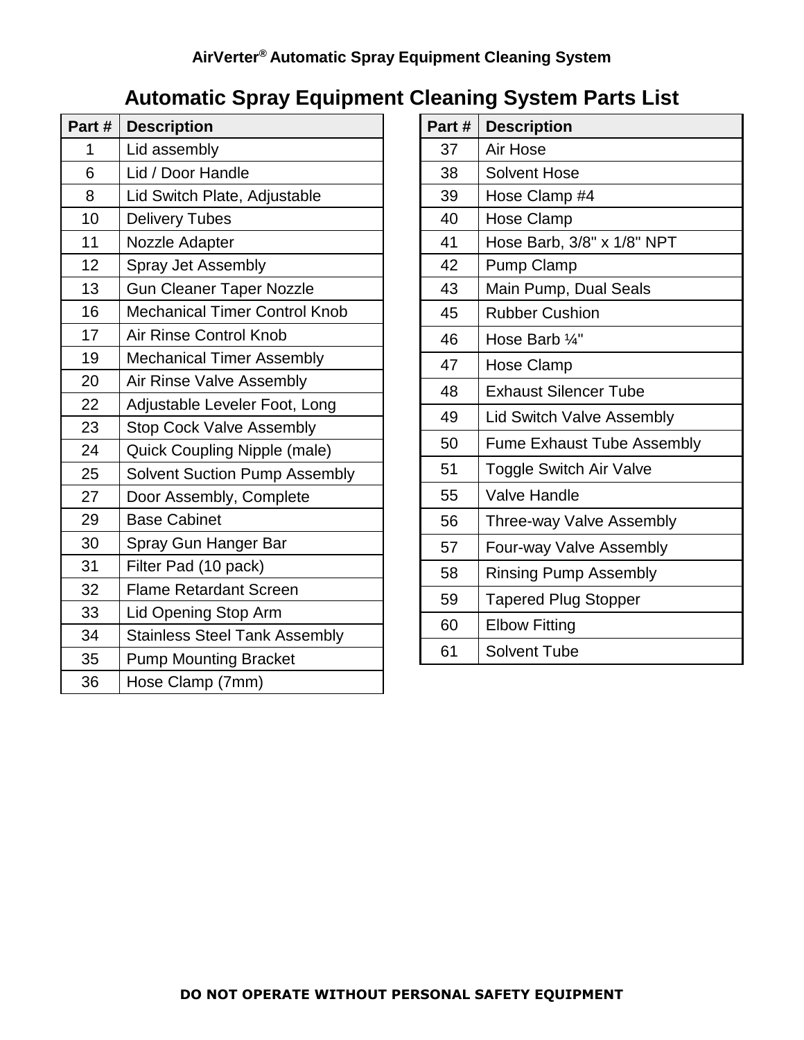## Automatic Spray Equipment Cleaning System Parts List

| Part # | Description |
|---|---|
| 1 | Lid assembly |
| 6 | Lid / Door Handle |
| 8 | Lid Switch Plate, Adjustable |
| 10 | Delivery Tubes |
| 11 | Nozzle Adapter |
| 12 | Spray Jet Assembly |
| 13 | Gun Cleaner Taper Nozzle |
| 16 | Mechanical Timer Control Knob |
| 17 | Air Rinse Control Knob |
| 19 | Mechanical Timer Assembly |
| 20 | Air Rinse Valve Assembly |
| 22 | Adjustable Leveler Foot, Long |
| 23 | Stop Cock Valve Assembly |
| 24 | Quick Coupling Nipple (male) |
| 25 | Solvent Suction Pump Assembly |
| 27 | Door Assembly, Complete |
| 29 | Base Cabinet |
| 30 | Spray Gun Hanger Bar |
| 31 | Filter Pad (10 pack) |
| 32 | Flame Retardant Screen |
| 33 | Lid Opening Stop Arm |
| 34 | Stainless Steel Tank Assembly |
| 35 | Pump Mounting Bracket |
| 36 | Hose Clamp (7mm) |
| 37 | Air Hose |
| 38 | Solvent Hose |
| 39 | Hose Clamp #4 |
| 40 | Hose Clamp |
| 41 | Hose Barb, 3/8" x 1/8" NPT |
| 42 | Pump Clamp |
| 43 | Main Pump, Dual Seals |
| 45 | Rubber Cushion |
| 46 | Hose Barb ¼" |
| 47 | Hose Clamp |
| 48 | Exhaust Silencer Tube |
| 49 | Lid Switch Valve Assembly |
| 50 | Fume Exhaust Tube Assembly |
| 51 | Toggle Switch Air Valve |
| 55 | Valve Handle |
| 56 | Three-way Valve Assembly |
| 57 | Four-way Valve Assembly |
| 58 | Rinsing Pump Assembly |
| 59 | Tapered Plug Stopper |
| 60 | Elbow Fitting |
| 61 | Solvent Tube |

**DO NOT OPERATE WITHOUT PERSONAL SAFETY EQUIPMENT**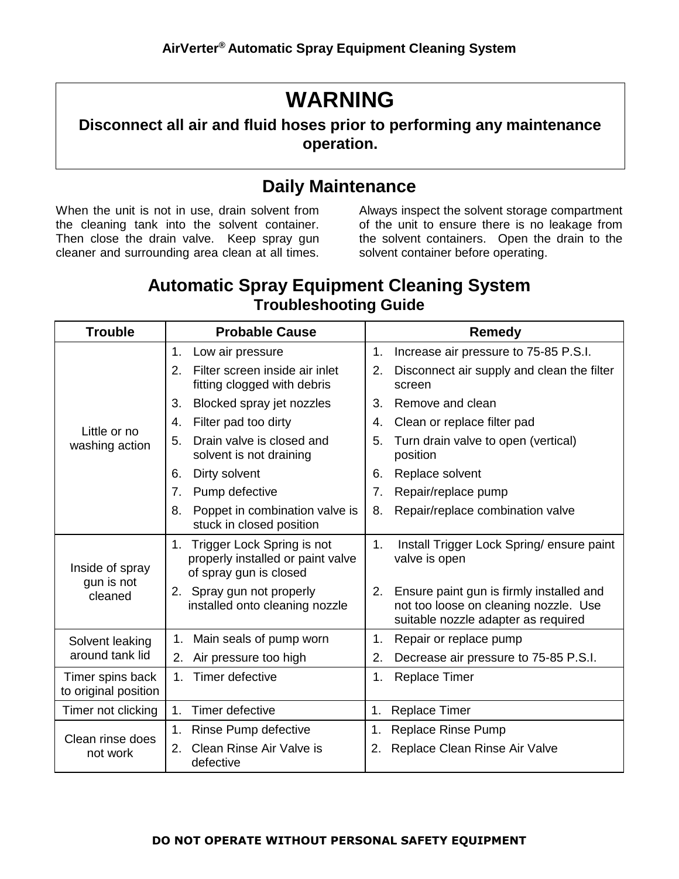## WARNING

**Disconnect all air and fluid hoses prior to performing any maintenance operation.**

## Daily Maintenance

When the unit is not in use, drain solvent from the cleaning tank into the solvent container. Then close the drain valve. Keep spray gun cleaner and surrounding area clean at all times.

Always inspect the solvent storage compartment of the unit to ensure there is no leakage from the solvent containers. Open the drain to the solvent container before operating.

## Automatic Spray Equipment Cleaning System

### Troubleshooting Guide

| Trouble | Probable Cause | Remedy |
|---|---|---|
| Little or no washing action | 1. Low air pressure<br>2. Filter screen inside air inlet fitting clogged with debris<br>3. Blocked spray jet nozzles<br>4. Filter pad too dirty<br>5. Drain valve is closed and solvent is not draining<br>6. Dirty solvent<br>7. Pump defective<br>8. Poppet in combination valve is stuck in closed position | 1. Increase air pressure to 75-85 P.S.I.<br>2. Disconnect air supply and clean the filter screen<br>3. Remove and clean<br>4. Clean or replace filter pad<br>5. Turn drain valve to open (vertical) position<br>6. Replace solvent<br>7. Repair/replace pump<br>8. Repair/replace combination valve |
| Inside of spray gun is not cleaned | 1. Trigger Lock Spring is not properly installed or paint valve of spray gun is closed<br>2. Spray gun not properly installed onto cleaning nozzle | 1. Install Trigger Lock Spring/ ensure paint valve is open<br>2. Ensure paint gun is firmly installed and not too loose on cleaning nozzle. Use suitable nozzle adapter as required |
| Solvent leaking around tank lid | 1. Main seals of pump worn<br>2. Air pressure too high | 1. Repair or replace pump<br>2. Decrease air pressure to 75-85 P.S.I. |
| Timer spins back to original position | 1. Timer defective | 1. Replace Timer |
| Timer not clicking | 1. Timer defective | 1. Replace Timer |
| Clean rinse does not work | 1. Rinse Pump defective<br>2. Clean Rinse Air Valve is defective | 1. Replace Rinse Pump<br>2. Replace Clean Rinse Air Valve |

**DO NOT OPERATE WITHOUT PERSONAL SAFETY EQUIPMENT**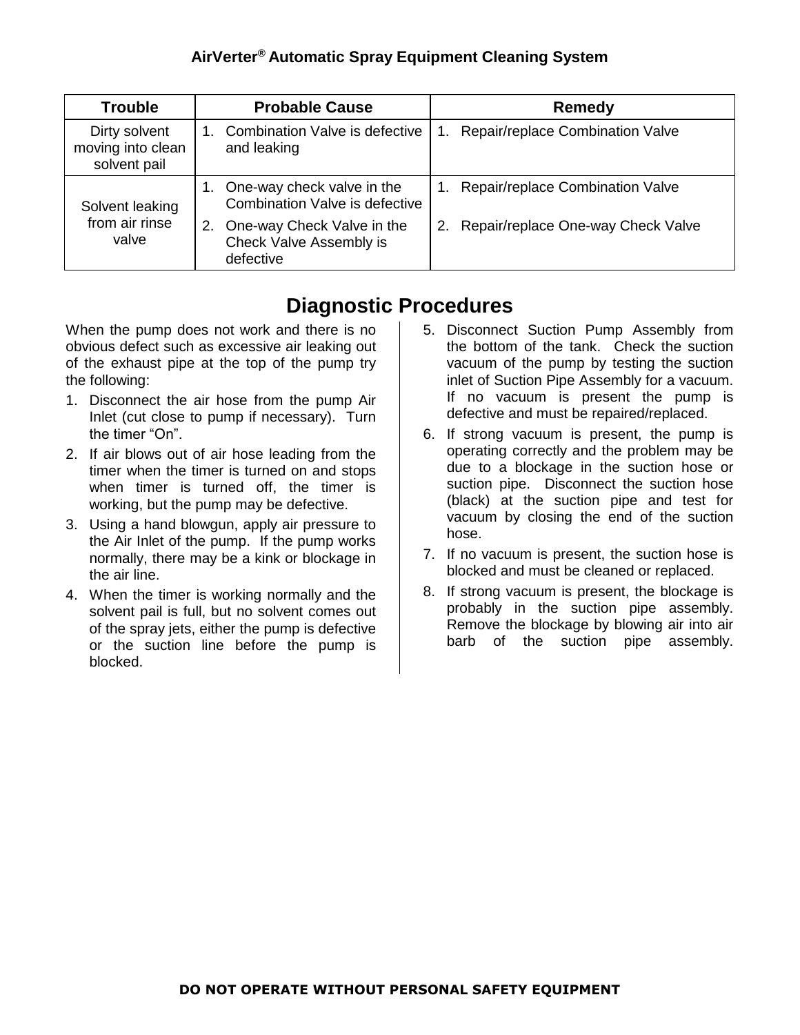| Trouble | Probable Cause | Remedy |
|---|---|---|
| Dirty solvent moving into clean solvent pail | 1. Combination Valve is defective and leaking | 1. Repair/replace Combination Valve |
| Solvent leaking from air rinse valve | 1. One-way check valve in the Combination Valve is defective<br>2. One-way Check Valve in the Check Valve Assembly is defective | 1. Repair/replace Combination Valve<br>2. Repair/replace One-way Check Valve |

# Diagnostic Procedures

When the pump does not work and there is no obvious defect such as excessive air leaking out of the exhaust pipe at the top of the pump try the following:

1. Disconnect the air hose from the pump Air Inlet (cut close to pump if necessary). Turn the timer "On".
2. If air blows out of air hose leading from the timer when the timer is turned on and stops when timer is turned off, the timer is working, but the pump may be defective.
3. Using a hand blowgun, apply air pressure to the Air Inlet of the pump. If the pump works normally, there may be a kink or blockage in the air line.
4. When the timer is working normally and the solvent pail is full, but no solvent comes out of the spray jets, either the pump is defective or the suction line before the pump is blocked.
5. Disconnect Suction Pump Assembly from the bottom of the tank. Check the suction vacuum of the pump by testing the suction inlet of Suction Pipe Assembly for a vacuum. If no vacuum is present the pump is defective and must be repaired/replaced.
6. If strong vacuum is present, the pump is operating correctly and the problem may be due to a blockage in the suction hose or suction pipe. Disconnect the suction hose (black) at the suction pipe and test for vacuum by closing the end of the suction hose.
7. If no vacuum is present, the suction hose is blocked and must be cleaned or replaced.
8. If strong vacuum is present, the blockage is probably in the suction pipe assembly. Remove the blockage by blowing air into air barb of the suction pipe assembly.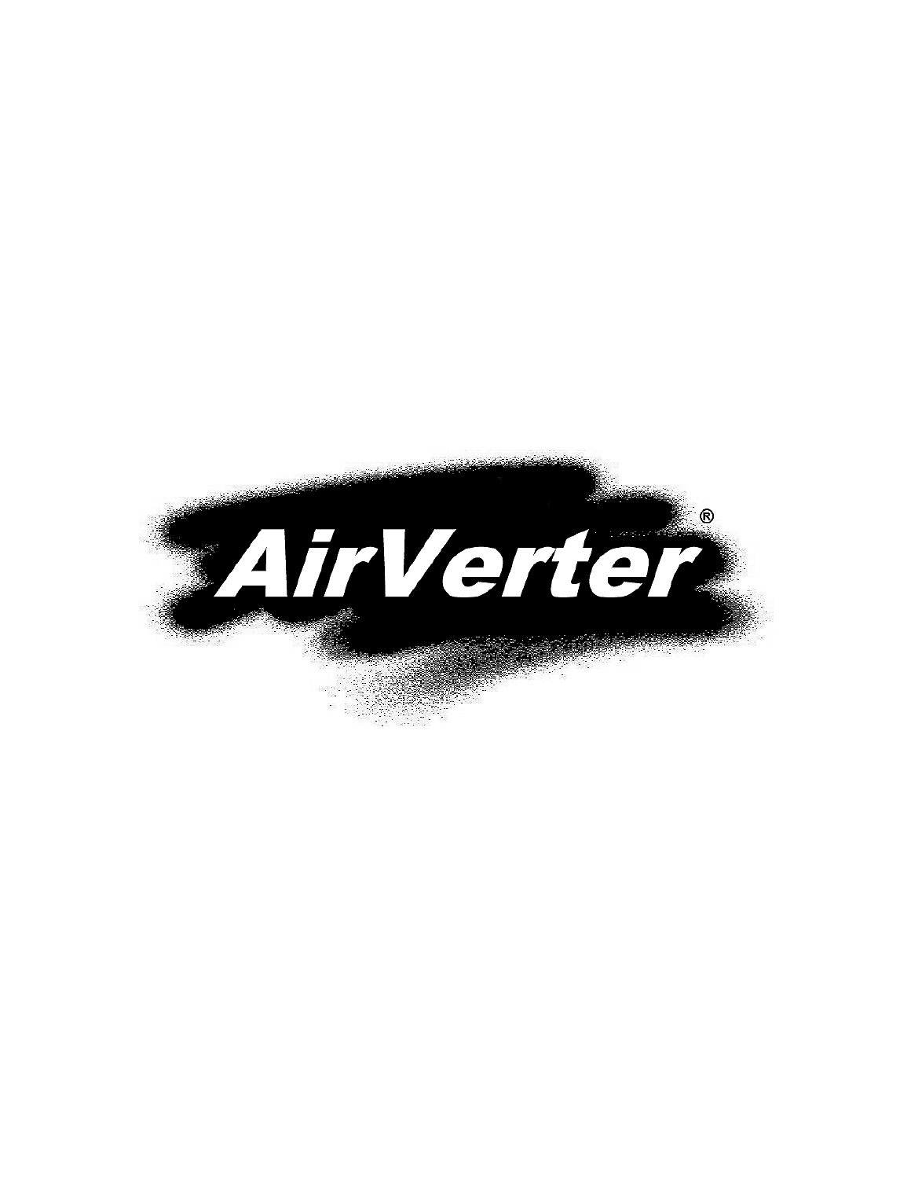AirVerter®